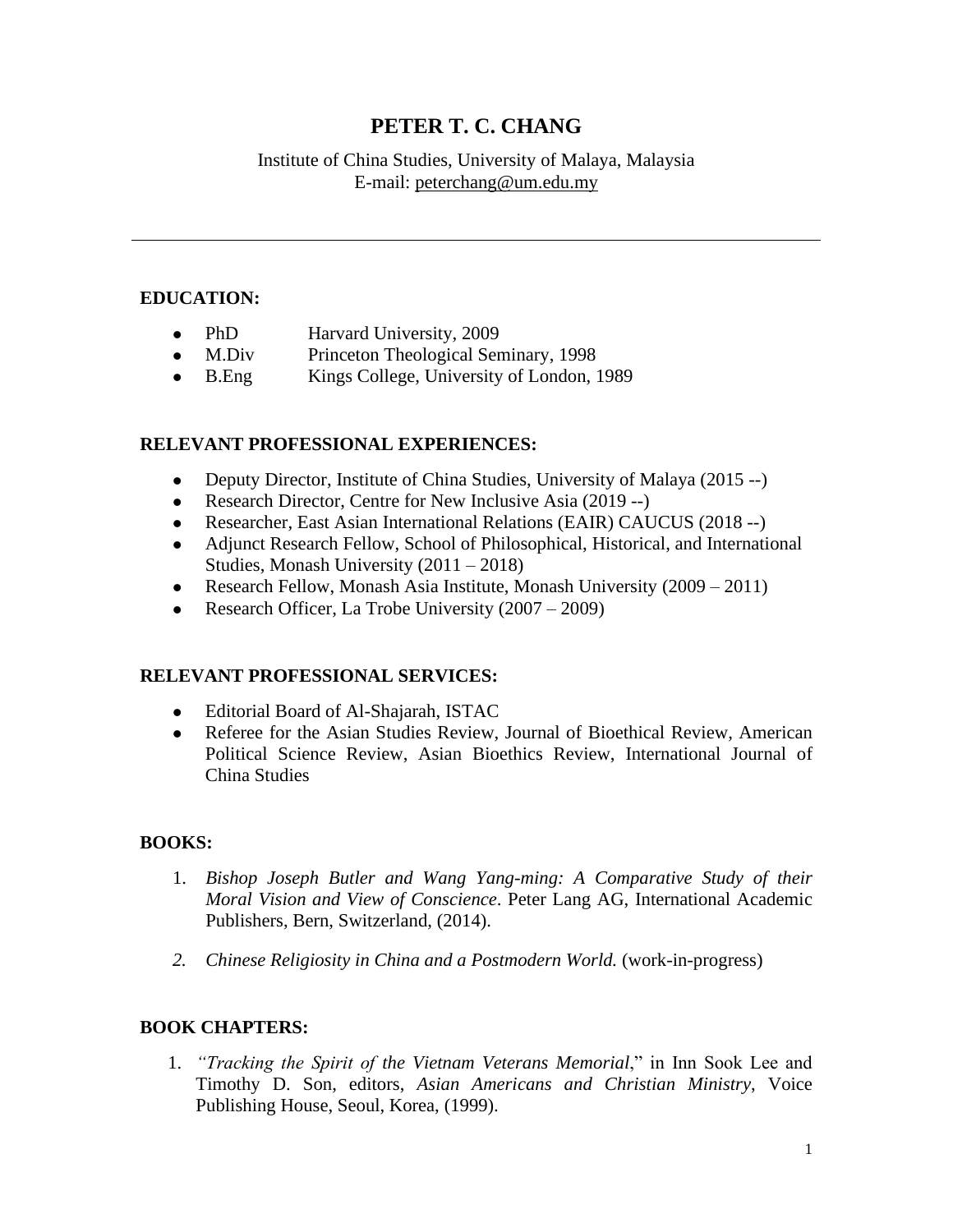# PETER T. C. CHANG

Institute of China Studies, University of Malaya, Malaysia
E-mail: peterchang@um.edu.my

---

## EDUCATION:

- PhD — Harvard University, 2009
- M.Div — Princeton Theological Seminary, 1998
- B.Eng — Kings College, University of London, 1989

## RELEVANT PROFESSIONAL EXPERIENCES:

- Deputy Director, Institute of China Studies, University of Malaya (2015 --)
- Research Director, Centre for New Inclusive Asia (2019 --)
- Researcher, East Asian International Relations (EAIR) CAUCUS (2018 --)
- Adjunct Research Fellow, School of Philosophical, Historical, and International Studies, Monash University (2011 – 2018)
- Research Fellow, Monash Asia Institute, Monash University (2009 – 2011)
- Research Officer, La Trobe University (2007 – 2009)

## RELEVANT PROFESSIONAL SERVICES:

- Editorial Board of Al-Shajarah, ISTAC
- Referee for the Asian Studies Review, Journal of Bioethical Review, American Political Science Review, Asian Bioethics Review, International Journal of China Studies

## BOOKS:

1. *Bishop Joseph Butler and Wang Yang-ming: A Comparative Study of their Moral Vision and View of Conscience*. Peter Lang AG, International Academic Publishers, Bern, Switzerland, (2014).
2. *Chinese Religiosity in China and a Postmodern World.* (work-in-progress)

## BOOK CHAPTERS:

1. *"Tracking the Spirit of the Vietnam Veterans Memorial*," in Inn Sook Lee and Timothy D. Son, editors, *Asian Americans and Christian Ministry*, Voice Publishing House, Seoul, Korea, (1999).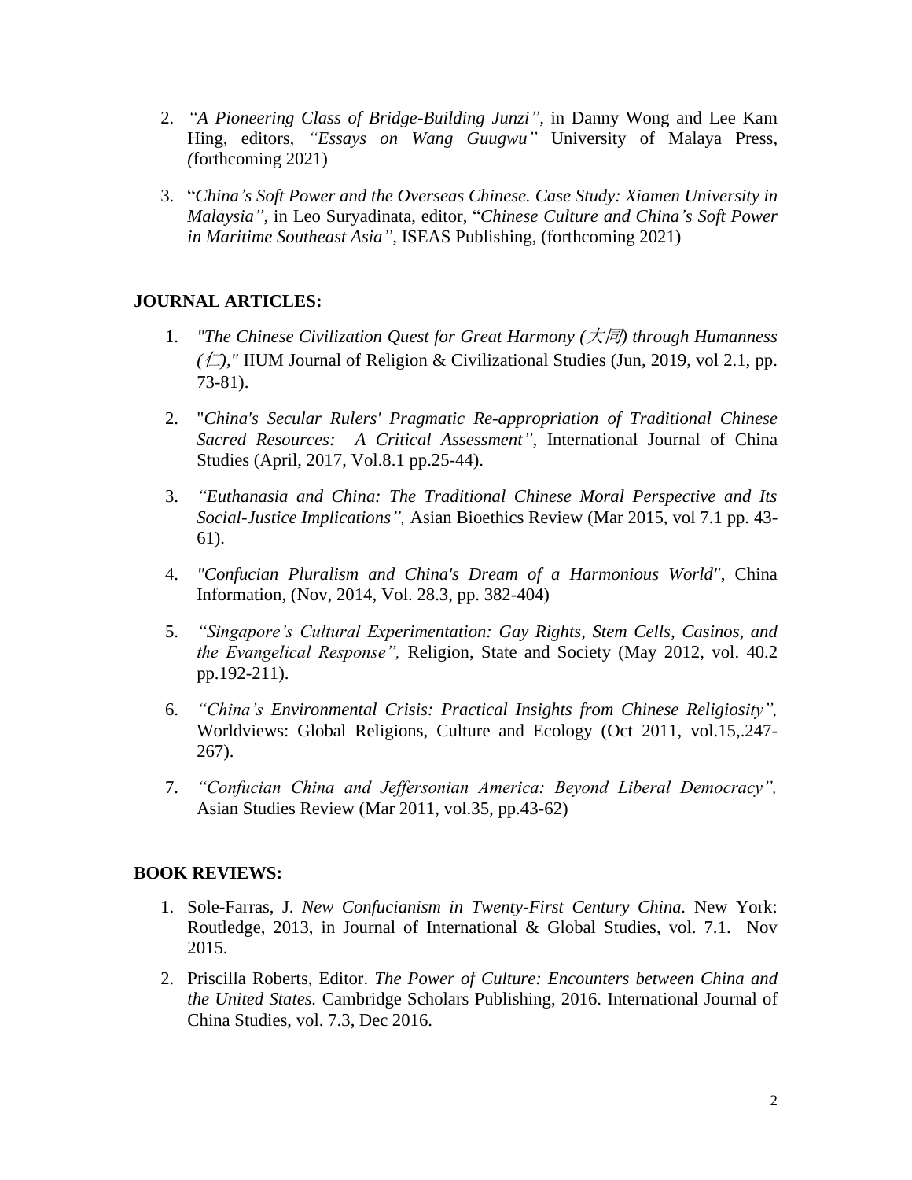2. *"A Pioneering Class of Bridge-Building Junzi"*, in Danny Wong and Lee Kam Hing, editors, *"Essays on Wang Guugwu"* University of Malaya Press, *(*forthcoming 2021)

3. "*China's Soft Power and the Overseas Chinese. Case Study: Xiamen University in Malaysia"*, in Leo Suryadinata, editor, "*Chinese Culture and China's Soft Power in Maritime Southeast Asia"*, ISEAS Publishing, (forthcoming 2021)

## JOURNAL ARTICLES:

1. *"The Chinese Civilization Quest for Great Harmony (大同) through Humanness (仁),"* IIUM Journal of Religion & Civilizational Studies (Jun, 2019, vol 2.1, pp. 73-81).

2. "*China's Secular Rulers' Pragmatic Re-appropriation of Traditional Chinese Sacred Resources: A Critical Assessment"*, International Journal of China Studies (April, 2017, Vol.8.1 pp.25-44).

3. *"Euthanasia and China: The Traditional Chinese Moral Perspective and Its Social-Justice Implications",* Asian Bioethics Review (Mar 2015, vol 7.1 pp. 43-61).

4. *"Confucian Pluralism and China's Dream of a Harmonious World"*, China Information, (Nov, 2014, Vol. 28.3, pp. 382-404)

5. *"Singapore's Cultural Experimentation: Gay Rights, Stem Cells, Casinos, and the Evangelical Response",* Religion, State and Society (May 2012, vol. 40.2 pp.192-211).

6. *"China's Environmental Crisis: Practical Insights from Chinese Religiosity",* Worldviews: Global Religions, Culture and Ecology (Oct 2011, vol.15,.247-267).

7. *"Confucian China and Jeffersonian America: Beyond Liberal Democracy",* Asian Studies Review (Mar 2011, vol.35, pp.43-62)

## BOOK REVIEWS:

1. Sole-Farras, J. *New Confucianism in Twenty-First Century China.* New York: Routledge, 2013, in Journal of International & Global Studies, vol. 7.1. Nov 2015.

2. Priscilla Roberts, Editor. *The Power of Culture: Encounters between China and the United States.* Cambridge Scholars Publishing, 2016. International Journal of China Studies, vol. 7.3, Dec 2016.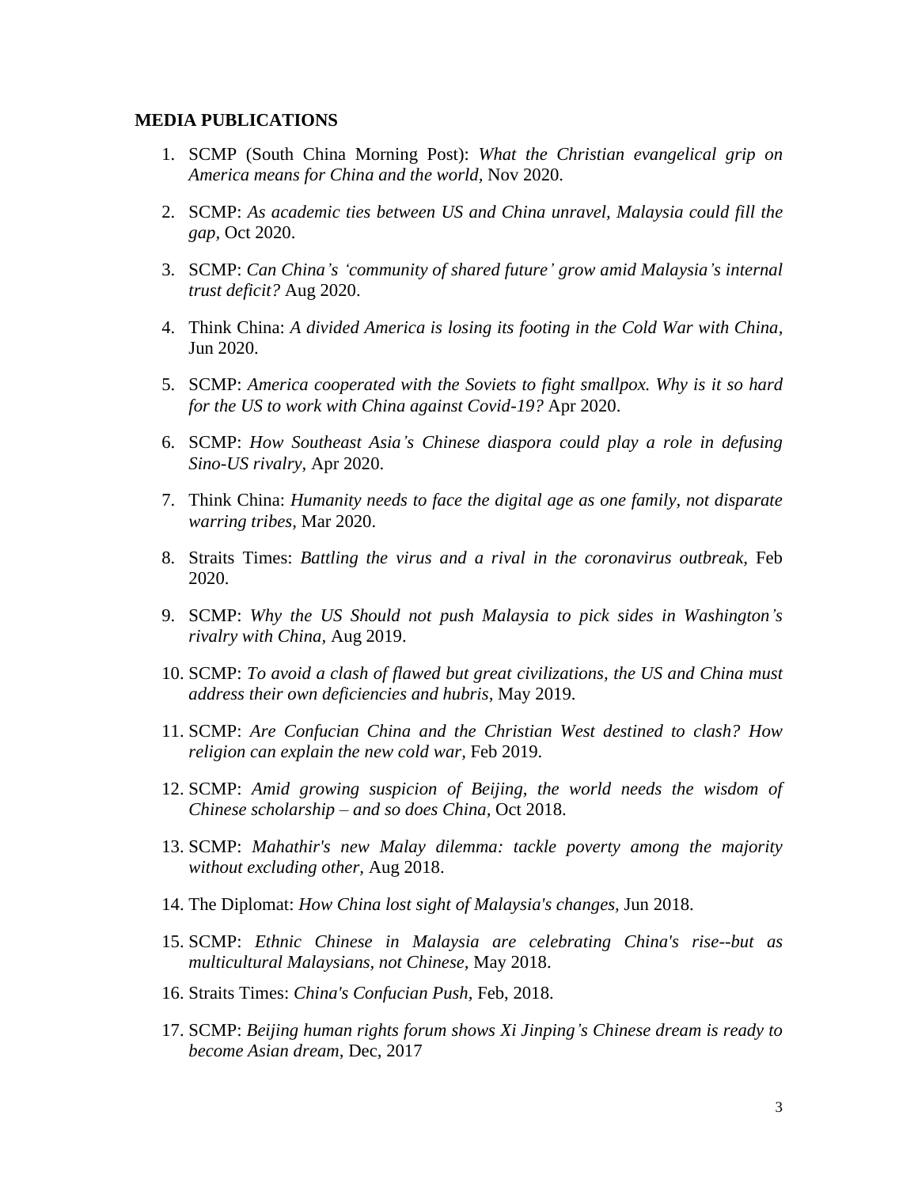**MEDIA PUBLICATIONS**

1. SCMP (South China Morning Post): *What the Christian evangelical grip on America means for China and the world,* Nov 2020.

2. SCMP: *As academic ties between US and China unravel, Malaysia could fill the gap,* Oct 2020.

3. SCMP: *Can China's 'community of shared future' grow amid Malaysia's internal trust deficit?* Aug 2020.

4. Think China: *A divided America is losing its footing in the Cold War with China,* Jun 2020.

5. SCMP: *America cooperated with the Soviets to fight smallpox. Why is it so hard for the US to work with China against Covid-19?* Apr 2020.

6. SCMP: *How Southeast Asia's Chinese diaspora could play a role in defusing Sino-US rivalry,* Apr 2020.

7. Think China: *Humanity needs to face the digital age as one family, not disparate warring tribes,* Mar 2020.

8. Straits Times: *Battling the virus and a rival in the coronavirus outbreak,* Feb 2020.

9. SCMP: *Why the US Should not push Malaysia to pick sides in Washington's rivalry with China,* Aug 2019.

10. SCMP: *To avoid a clash of flawed but great civilizations, the US and China must address their own deficiencies and hubris,* May 2019.

11. SCMP: *Are Confucian China and the Christian West destined to clash? How religion can explain the new cold war,* Feb 2019.

12. SCMP: *Amid growing suspicion of Beijing, the world needs the wisdom of Chinese scholarship – and so does China,* Oct 2018.

13. SCMP: *Mahathir's new Malay dilemma: tackle poverty among the majority without excluding other,* Aug 2018.

14. The Diplomat: *How China lost sight of Malaysia's changes,* Jun 2018.

15. SCMP: *Ethnic Chinese in Malaysia are celebrating China's rise--but as multicultural Malaysians, not Chinese,* May 2018.

16. Straits Times: *China's Confucian Push,* Feb, 2018.

17. SCMP: *Beijing human rights forum shows Xi Jinping's Chinese dream is ready to become Asian dream,* Dec, 2017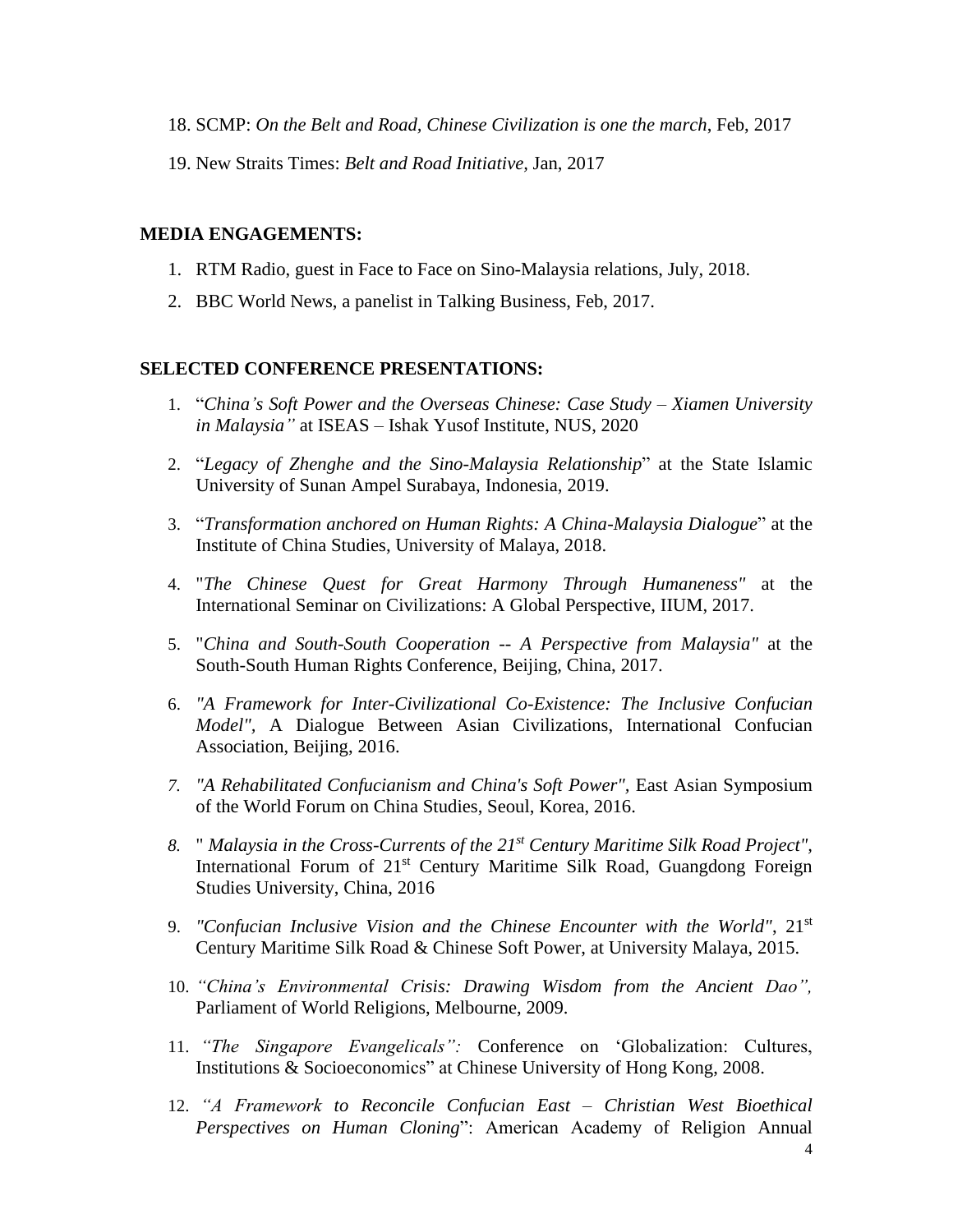18. SCMP: *On the Belt and Road, Chinese Civilization is one the march*, Feb, 2017

19. New Straits Times: *Belt and Road Initiative,* Jan, 2017

**MEDIA ENGAGEMENTS:**

1. RTM Radio, guest in Face to Face on Sino-Malaysia relations, July, 2018.
2. BBC World News, a panelist in Talking Business, Feb, 2017.

**SELECTED CONFERENCE PRESENTATIONS:**

1. "*China's Soft Power and the Overseas Chinese: Case Study – Xiamen University in Malaysia"* at ISEAS – Ishak Yusof Institute, NUS, 2020
2. "*Legacy of Zhenghe and the Sino-Malaysia Relationship*" at the State Islamic University of Sunan Ampel Surabaya, Indonesia, 2019.
3. "*Transformation anchored on Human Rights: A China-Malaysia Dialogue*" at the Institute of China Studies, University of Malaya, 2018.
4. "*The Chinese Quest for Great Harmony Through Humaneness"* at the International Seminar on Civilizations: A Global Perspective, IIUM, 2017.
5. "*China and South-South Cooperation -- A Perspective from Malaysia"* at the South-South Human Rights Conference, Beijing, China, 2017.
6. *"A Framework for Inter-Civilizational Co-Existence: The Inclusive Confucian Model",* A Dialogue Between Asian Civilizations, International Confucian Association, Beijing, 2016.
7. *"A Rehabilitated Confucianism and China's Soft Power",* East Asian Symposium of the World Forum on China Studies, Seoul, Korea, 2016.
8. " *Malaysia in the Cross-Currents of the 21st Century Maritime Silk Road Project",* International Forum of 21st Century Maritime Silk Road, Guangdong Foreign Studies University, China, 2016
9. *"Confucian Inclusive Vision and the Chinese Encounter with the World"*, 21st Century Maritime Silk Road & Chinese Soft Power, at University Malaya, 2015.
10. *"China's Environmental Crisis: Drawing Wisdom from the Ancient Dao",* Parliament of World Religions, Melbourne, 2009.
11. *"The Singapore Evangelicals":* Conference on 'Globalization: Cultures, Institutions & Socioeconomics" at Chinese University of Hong Kong, 2008.
12. *"A Framework to Reconcile Confucian East – Christian West Bioethical Perspectives on Human Cloning*": American Academy of Religion Annual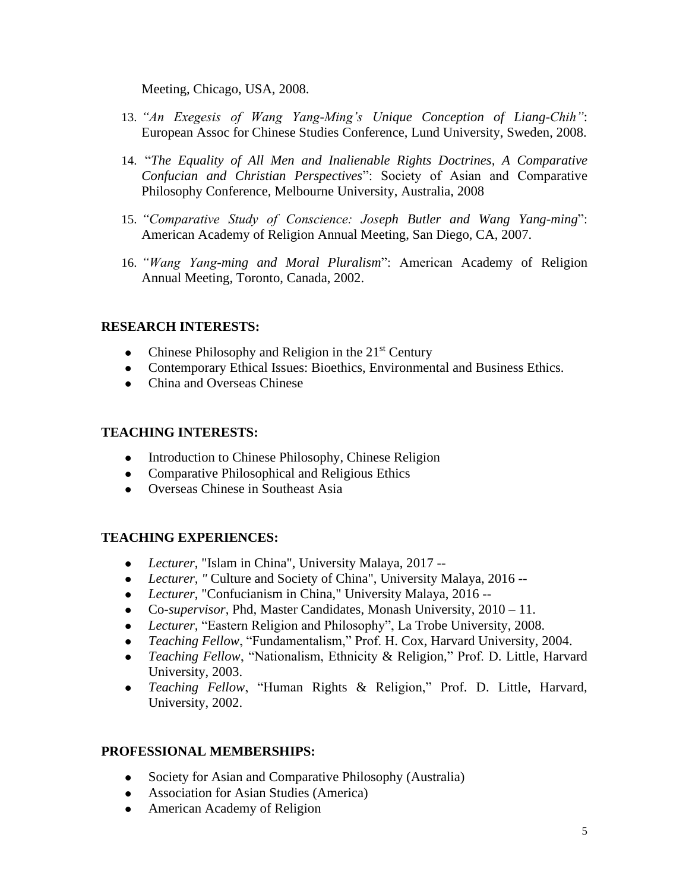Meeting, Chicago, USA, 2008.

13. *"An Exegesis of Wang Yang-Ming's Unique Conception of Liang-Chih"*: European Assoc for Chinese Studies Conference, Lund University, Sweden, 2008.

14. "*The Equality of All Men and Inalienable Rights Doctrines, A Comparative Confucian and Christian Perspectives*": Society of Asian and Comparative Philosophy Conference, Melbourne University, Australia, 2008

15. *"Comparative Study of Conscience: Joseph Butler and Wang Yang-ming*": American Academy of Religion Annual Meeting, San Diego, CA, 2007.

16. *"Wang Yang-ming and Moral Pluralism*": American Academy of Religion Annual Meeting, Toronto, Canada, 2002.

## RESEARCH INTERESTS:

- Chinese Philosophy and Religion in the 21st Century
- Contemporary Ethical Issues: Bioethics, Environmental and Business Ethics.
- China and Overseas Chinese

## TEACHING INTERESTS:

- Introduction to Chinese Philosophy, Chinese Religion
- Comparative Philosophical and Religious Ethics
- Overseas Chinese in Southeast Asia

## TEACHING EXPERIENCES:

- *Lecturer*, "Islam in China", University Malaya, 2017 --
- *Lecturer, "* Culture and Society of China", University Malaya, 2016 --
- *Lecturer*, "Confucianism in China," University Malaya, 2016 --
- Co-*supervisor*, Phd, Master Candidates, Monash University, 2010 – 11.
- *Lecturer*, "Eastern Religion and Philosophy", La Trobe University, 2008.
- *Teaching Fellow*, "Fundamentalism," Prof. H. Cox, Harvard University, 2004.
- *Teaching Fellow*, "Nationalism, Ethnicity & Religion," Prof. D. Little, Harvard University, 2003.
- *Teaching Fellow*, "Human Rights & Religion," Prof. D. Little, Harvard, University, 2002.

## PROFESSIONAL MEMBERSHIPS:

- Society for Asian and Comparative Philosophy (Australia)
- Association for Asian Studies (America)
- American Academy of Religion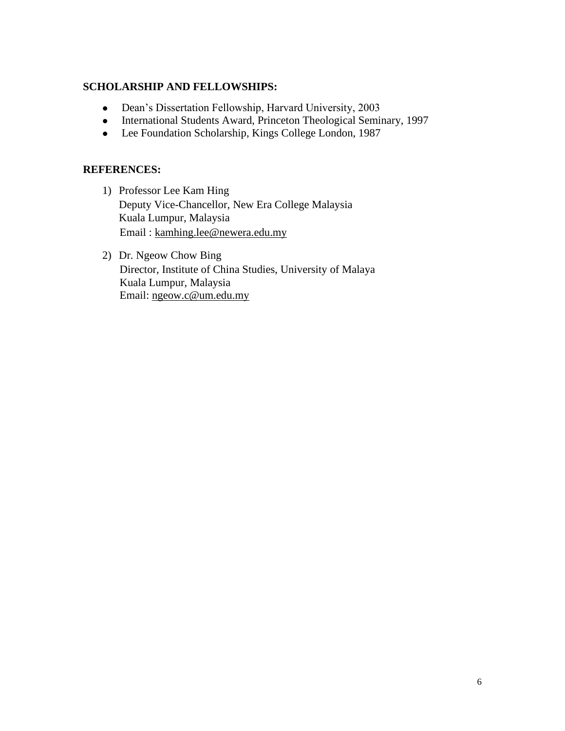**SCHOLARSHIP AND FELLOWSHIPS:**

- Dean's Dissertation Fellowship, Harvard University, 2003
- International Students Award, Princeton Theological Seminary, 1997
- Lee Foundation Scholarship, Kings College London, 1987

**REFERENCES:**

1) Professor Lee Kam Hing
   Deputy Vice-Chancellor, New Era College Malaysia
   Kuala Lumpur, Malaysia
   Email : kamhing.lee@newera.edu.my

2) Dr. Ngeow Chow Bing
   Director, Institute of China Studies, University of Malaya
   Kuala Lumpur, Malaysia
   Email: ngeow.c@um.edu.my